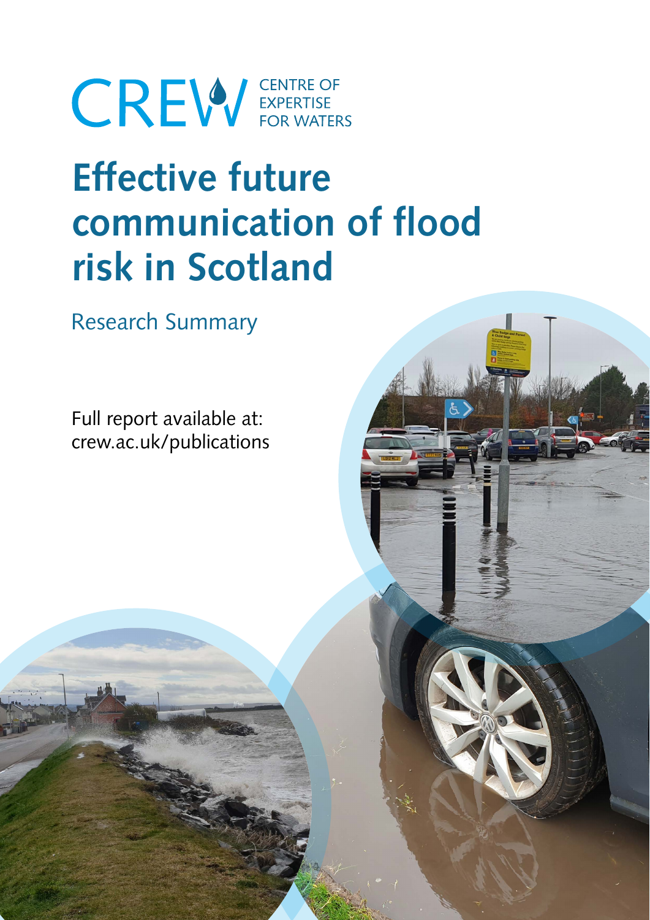CREW CENTRE OF EXPERTISE FOR WATERS

# Effective future communication of flood risk in Scotland

Research Summary

Full report available at:
crew.ac.uk/publications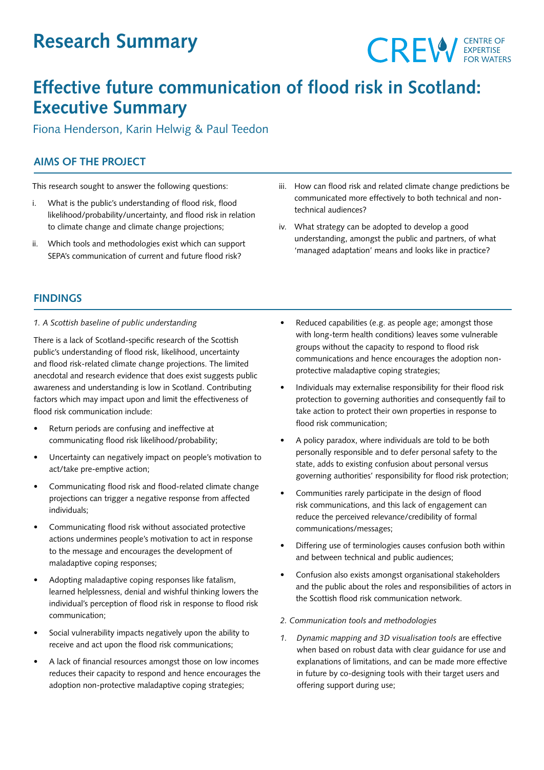# Research Summary

CREW CENTRE OF EXPERTISE FOR WATERS

# Effective future communication of flood risk in Scotland: Executive Summary

Fiona Henderson, Karin Helwig & Paul Teedon

## AIMS OF THE PROJECT

This research sought to answer the following questions:

i. What is the public's understanding of flood risk, flood likelihood/probability/uncertainty, and flood risk in relation to climate change and climate change projections;

ii. Which tools and methodologies exist which can support SEPA's communication of current and future flood risk?

iii. How can flood risk and related climate change predictions be communicated more effectively to both technical and non-technical audiences?

iv. What strategy can be adopted to develop a good understanding, amongst the public and partners, of what 'managed adaptation' means and looks like in practice?

## FINDINGS

*1. A Scottish baseline of public understanding*

There is a lack of Scotland-specific research of the Scottish public's understanding of flood risk, likelihood, uncertainty and flood risk-related climate change projections. The limited anecdotal and research evidence that does exist suggests public awareness and understanding is low in Scotland. Contributing factors which may impact upon and limit the effectiveness of flood risk communication include:

- Return periods are confusing and ineffective at communicating flood risk likelihood/probability;
- Uncertainty can negatively impact on people's motivation to act/take pre-emptive action;
- Communicating flood risk and flood-related climate change projections can trigger a negative response from affected individuals;
- Communicating flood risk without associated protective actions undermines people's motivation to act in response to the message and encourages the development of maladaptive coping responses;
- Adopting maladaptive coping responses like fatalism, learned helplessness, denial and wishful thinking lowers the individual's perception of flood risk in response to flood risk communication;
- Social vulnerability impacts negatively upon the ability to receive and act upon the flood risk communications;
- A lack of financial resources amongst those on low incomes reduces their capacity to respond and hence encourages the adoption non-protective maladaptive coping strategies;
- Reduced capabilities (e.g. as people age; amongst those with long-term health conditions) leaves some vulnerable groups without the capacity to respond to flood risk communications and hence encourages the adoption non-protective maladaptive coping strategies;
- Individuals may externalise responsibility for their flood risk protection to governing authorities and consequently fail to take action to protect their own properties in response to flood risk communication;
- A policy paradox, where individuals are told to be both personally responsible and to defer personal safety to the state, adds to existing confusion about personal versus governing authorities' responsibility for flood risk protection;
- Communities rarely participate in the design of flood risk communications, and this lack of engagement can reduce the perceived relevance/credibility of formal communications/messages;
- Differing use of terminologies causes confusion both within and between technical and public audiences;
- Confusion also exists amongst organisational stakeholders and the public about the roles and responsibilities of actors in the Scottish flood risk communication network.

*2. Communication tools and methodologies*

1. *Dynamic mapping and 3D visualisation tools* are effective when based on robust data with clear guidance for use and explanations of limitations, and can be made more effective in future by co-designing tools with their target users and offering support during use;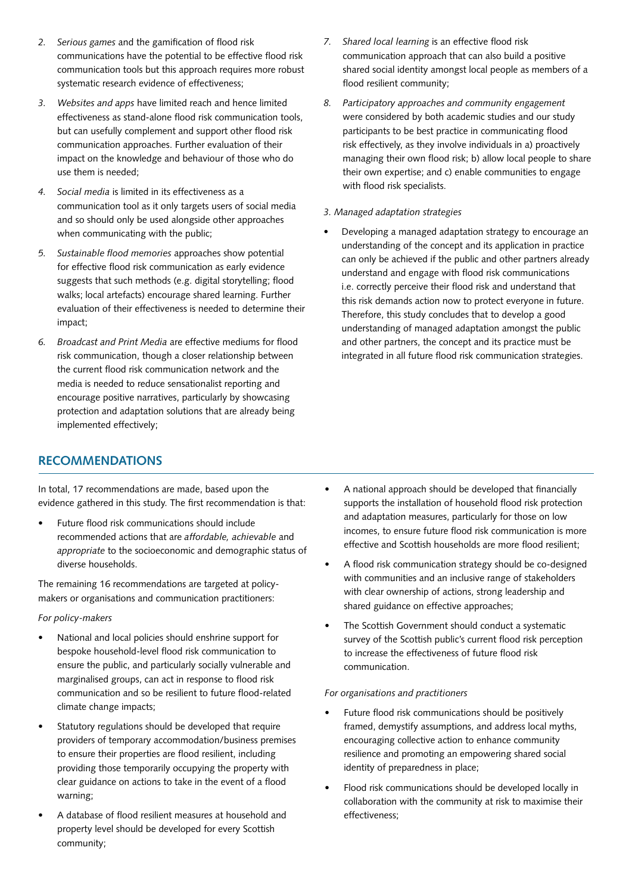2. *Serious games* and the gamification of flood risk communications have the potential to be effective flood risk communication tools but this approach requires more robust systematic research evidence of effectiveness;
3. *Websites and apps* have limited reach and hence limited effectiveness as stand-alone flood risk communication tools, but can usefully complement and support other flood risk communication approaches. Further evaluation of their impact on the knowledge and behaviour of those who do use them is needed;
4. *Social media* is limited in its effectiveness as a communication tool as it only targets users of social media and so should only be used alongside other approaches when communicating with the public;
5. *Sustainable flood memories* approaches show potential for effective flood risk communication as early evidence suggests that such methods (e.g. digital storytelling; flood walks; local artefacts) encourage shared learning. Further evaluation of their effectiveness is needed to determine their impact;
6. *Broadcast and Print Media* are effective mediums for flood risk communication, though a closer relationship between the current flood risk communication network and the media is needed to reduce sensationalist reporting and encourage positive narratives, particularly by showcasing protection and adaptation solutions that are already being implemented effectively;
7. *Shared local learning* is an effective flood risk communication approach that can also build a positive shared social identity amongst local people as members of a flood resilient community;
8. *Participatory approaches and community engagement* were considered by both academic studies and our study participants to be best practice in communicating flood risk effectively, as they involve individuals in a) proactively managing their own flood risk; b) allow local people to share their own expertise; and c) enable communities to engage with flood risk specialists.

*3. Managed adaptation strategies*

- Developing a managed adaptation strategy to encourage an understanding of the concept and its application in practice can only be achieved if the public and other partners already understand and engage with flood risk communications i.e. correctly perceive their flood risk and understand that this risk demands action now to protect everyone in future. Therefore, this study concludes that to develop a good understanding of managed adaptation amongst the public and other partners, the concept and its practice must be integrated in all future flood risk communication strategies.

## RECOMMENDATIONS

In total, 17 recommendations are made, based upon the evidence gathered in this study. The first recommendation is that:

- Future flood risk communications should include recommended actions that are *affordable, achievable* and *appropriate* to the socioeconomic and demographic status of diverse households.

The remaining 16 recommendations are targeted at policy-makers or organisations and communication practitioners:

*For policy-makers*

- National and local policies should enshrine support for bespoke household-level flood risk communication to ensure the public, and particularly socially vulnerable and marginalised groups, can act in response to flood risk communication and so be resilient to future flood-related climate change impacts;
- Statutory regulations should be developed that require providers of temporary accommodation/business premises to ensure their properties are flood resilient, including providing those temporarily occupying the property with clear guidance on actions to take in the event of a flood warning;
- A database of flood resilient measures at household and property level should be developed for every Scottish community;
- A national approach should be developed that financially supports the installation of household flood risk protection and adaptation measures, particularly for those on low incomes, to ensure future flood risk communication is more effective and Scottish households are more flood resilient;
- A flood risk communication strategy should be co-designed with communities and an inclusive range of stakeholders with clear ownership of actions, strong leadership and shared guidance on effective approaches;
- The Scottish Government should conduct a systematic survey of the Scottish public's current flood risk perception to increase the effectiveness of future flood risk communication.

*For organisations and practitioners*

- Future flood risk communications should be positively framed, demystify assumptions, and address local myths, encouraging collective action to enhance community resilience and promoting an empowering shared social identity of preparedness in place;
- Flood risk communications should be developed locally in collaboration with the community at risk to maximise their effectiveness;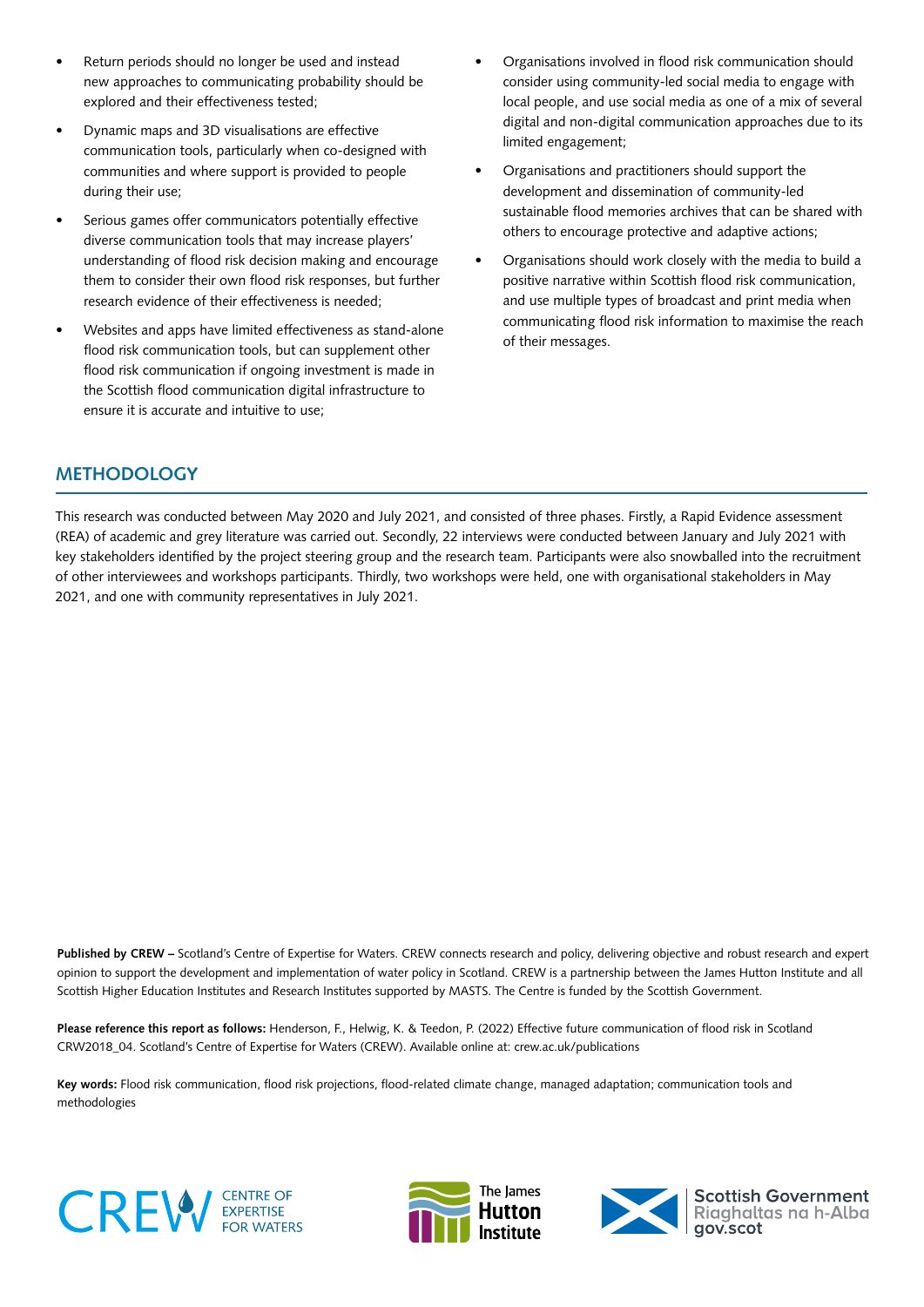- Return periods should no longer be used and instead new approaches to communicating probability should be explored and their effectiveness tested;
- Dynamic maps and 3D visualisations are effective communication tools, particularly when co-designed with communities and where support is provided to people during their use;
- Serious games offer communicators potentially effective diverse communication tools that may increase players' understanding of flood risk decision making and encourage them to consider their own flood risk responses, but further research evidence of their effectiveness is needed;
- Websites and apps have limited effectiveness as stand-alone flood risk communication tools, but can supplement other flood risk communication if ongoing investment is made in the Scottish flood communication digital infrastructure to ensure it is accurate and intuitive to use;
- Organisations involved in flood risk communication should consider using community-led social media to engage with local people, and use social media as one of a mix of several digital and non-digital communication approaches due to its limited engagement;
- Organisations and practitioners should support the development and dissemination of community-led sustainable flood memories archives that can be shared with others to encourage protective and adaptive actions;
- Organisations should work closely with the media to build a positive narrative within Scottish flood risk communication, and use multiple types of broadcast and print media when communicating flood risk information to maximise the reach of their messages.

## METHODOLOGY

This research was conducted between May 2020 and July 2021, and consisted of three phases. Firstly, a Rapid Evidence assessment (REA) of academic and grey literature was carried out. Secondly, 22 interviews were conducted between January and July 2021 with key stakeholders identified by the project steering group and the research team. Participants were also snowballed into the recruitment of other interviewees and workshops participants. Thirdly, two workshops were held, one with organisational stakeholders in May 2021, and one with community representatives in July 2021.

**Published by CREW –** Scotland's Centre of Expertise for Waters. CREW connects research and policy, delivering objective and robust research and expert opinion to support the development and implementation of water policy in Scotland. CREW is a partnership between the James Hutton Institute and all Scottish Higher Education Institutes and Research Institutes supported by MASTS. The Centre is funded by the Scottish Government.

**Please reference this report as follows:** Henderson, F., Helwig, K. & Teedon, P. (2022) Effective future communication of flood risk in Scotland CRW2018_04. Scotland's Centre of Expertise for Waters (CREW). Available online at: crew.ac.uk/publications

**Key words:** Flood risk communication, flood risk projections, flood-related climate change, managed adaptation; communication tools and methodologies

CREW CENTRE OF EXPERTISE FOR WATERS

The James Hutton Institute

Scottish Government
Riaghaltas na h-Alba
gov.scot